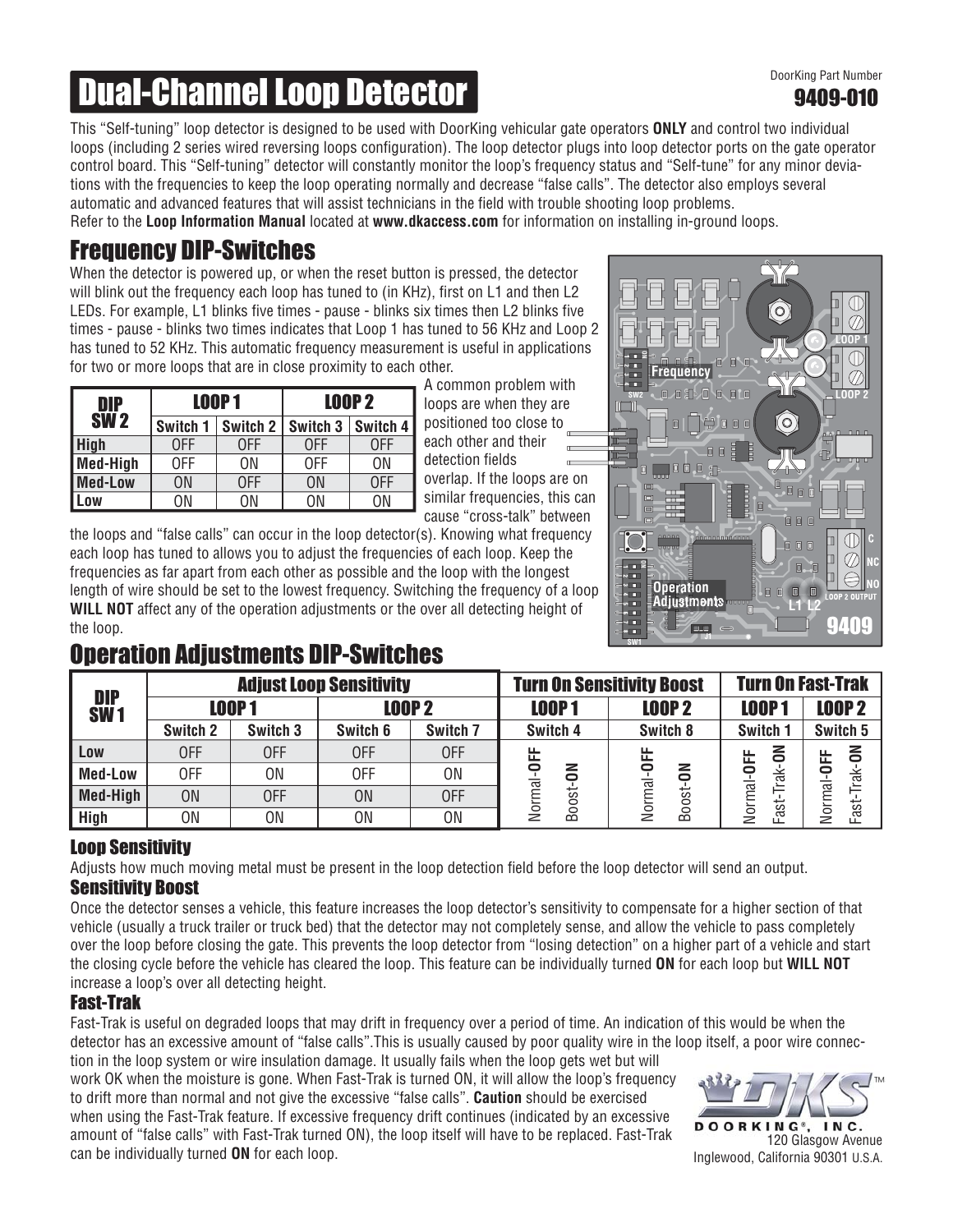# Dual-Channel Loop Detector

DoorKing Part Number
**9409-010**

This "Self-tuning" loop detector is designed to be used with DoorKing vehicular gate operators **ONLY** and control two individual loops (including 2 series wired reversing loops configuration). The loop detector plugs into loop detector ports on the gate operator control board. This "Self-tuning" detector will constantly monitor the loop's frequency status and "Self-tune" for any minor deviations with the frequencies to keep the loop operating normally and decrease "false calls". The detector also employs several automatic and advanced features that will assist technicians in the field with trouble shooting loop problems.
Refer to the **Loop Information Manual** located at **www.dkaccess.com** for information on installing in-ground loops.

## Frequency DIP-Switches

When the detector is powered up, or when the reset button is pressed, the detector will blink out the frequency each loop has tuned to (in KHz), first on L1 and then L2 LEDs. For example, L1 blinks five times - pause - blinks six times then L2 blinks five times - pause - blinks two times indicates that Loop 1 has tuned to 56 KHz and Loop 2 has tuned to 52 KHz. This automatic frequency measurement is useful in applications for two or more loops that are in close proximity to each other.

| DIP SW 2 | LOOP 1 | | LOOP 2 | |
|---|---|---|---|---|
| | Switch 1 | Switch 2 | Switch 3 | Switch 4 |
| High | OFF | OFF | OFF | OFF |
| Med-High | OFF | ON | OFF | ON |
| Med-Low | ON | OFF | ON | OFF |
| Low | ON | ON | ON | ON |

A common problem with loops are when they are positioned too close to each other and their detection fields overlap. If the loops are on similar frequencies, this can cause "cross-talk" between the loops and "false calls" can occur in the loop detector(s). Knowing what frequency each loop has tuned to allows you to adjust the frequencies of each loop. Keep the frequencies as far apart from each other as possible and the loop with the longest length of wire should be set to the lowest frequency. Switching the frequency of a loop **WILL NOT** affect any of the operation adjustments or the over all detecting height of the loop.

## Operation Adjustments DIP-Switches

| DIP SW 1 | Adjust Loop Sensitivity | | | | Turn On Sensitivity Boost | | Turn On Fast-Trak | |
|---|---|---|---|---|---|---|---|---|
| | LOOP 1 | | LOOP 2 | | LOOP 1 | LOOP 2 | LOOP 1 | LOOP 2 |
| | Switch 2 | Switch 3 | Switch 6 | Switch 7 | Switch 4 | Switch 8 | Switch 1 | Switch 5 |
| Low | OFF | OFF | OFF | OFF | Normal-**OFF** / Boost-**ON** | Normal-**OFF** / Boost-**ON** | Normal-**OFF** / Fast-Trak-**ON** | Normal-**OFF** / Fast-Trak-**ON** |
| Med-Low | OFF | ON | OFF | ON | | | | |
| Med-High | ON | OFF | ON | OFF | | | | |
| High | ON | ON | ON | ON | | | | |

### Loop Sensitivity

Adjusts how much moving metal must be present in the loop detection field before the loop detector will send an output.

### Sensitivity Boost

Once the detector senses a vehicle, this feature increases the loop detector's sensitivity to compensate for a higher section of that vehicle (usually a truck trailer or truck bed) that the detector may not completely sense, and allow the vehicle to pass completely over the loop before closing the gate. This prevents the loop detector from "losing detection" on a higher part of a vehicle and start the closing cycle before the vehicle has cleared the loop. This feature can be individually turned **ON** for each loop but **WILL NOT** increase a loop's over all detecting height.

### Fast-Trak

Fast-Trak is useful on degraded loops that may drift in frequency over a period of time. An indication of this would be when the detector has an excessive amount of "false calls".This is usually caused by poor quality wire in the loop itself, a poor wire connection in the loop system or wire insulation damage. It usually fails when the loop gets wet but will work OK when the moisture is gone. When Fast-Trak is turned ON, it will allow the loop's frequency to drift more than normal and not give the excessive "false calls". **Caution** should be exercised when using the Fast-Trak feature. If excessive frequency drift continues (indicated by an excessive amount of "false calls" with Fast-Trak turned ON), the loop itself will have to be replaced. Fast-Trak can be individually turned **ON** for each loop.

DOORKING®, INC.
120 Glasgow Avenue
Inglewood, California 90301 U.S.A.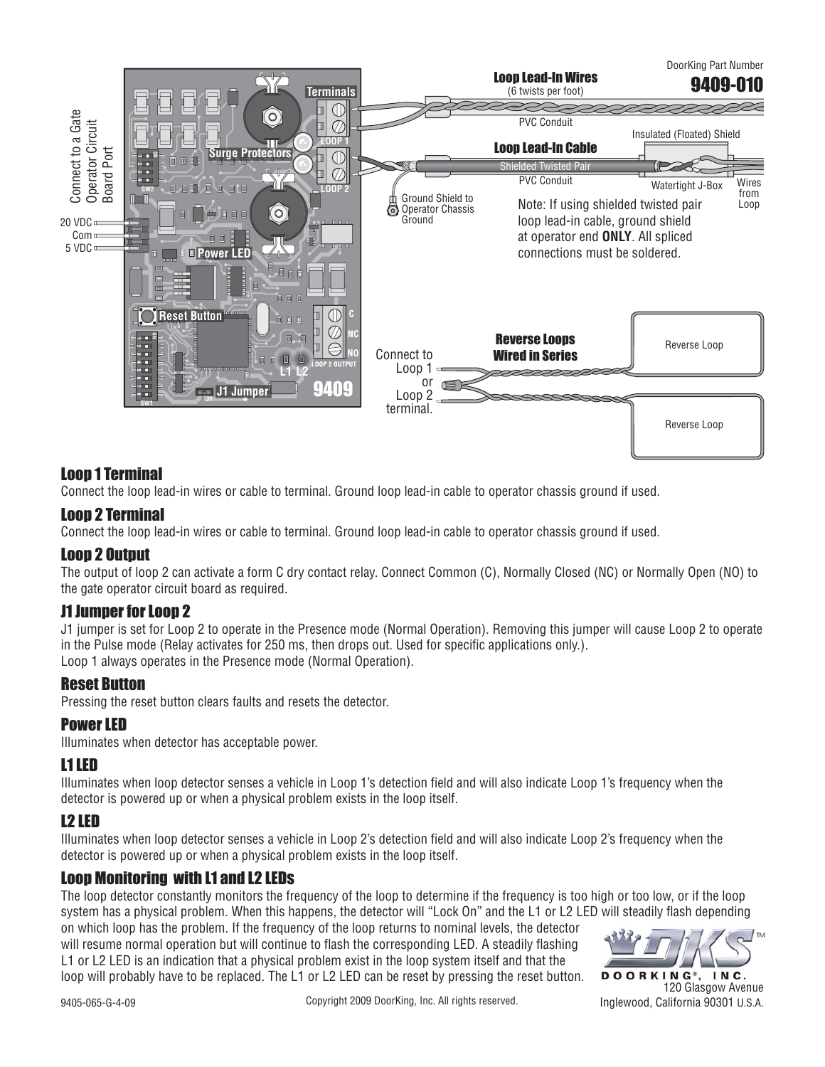Connect to a Gate Operator Circuit Board Port

20 VDC
Com
5 VDC

Terminals

Surge Protectors

LOOP 1

LOOP 2

Power LED

Reset Button

C
NC
NO
LOOP 2 OUTPUT

L1 L2

J1 Jumper

9409

SW2

SW1

DoorKing Part Number

**9409-010**

**Loop Lead-In Wires**
(6 twists per foot)

PVC Conduit

**Loop Lead-In Cable**

Shielded Twisted Pair

PVC Conduit

Insulated (Floated) Shield

Watertight J-Box

Wires from Loop

Ground Shield to Operator Chassis Ground

Note: If using shielded twisted pair loop lead-in cable, ground shield at operator end **ONLY**. All spliced connections must be soldered.

Connect to Loop 1 or Loop 2 terminal.

**Reverse Loops Wired in Series**

Reverse Loop

Reverse Loop

## Loop 1 Terminal

Connect the loop lead-in wires or cable to terminal. Ground loop lead-in cable to operator chassis ground if used.

## Loop 2 Terminal

Connect the loop lead-in wires or cable to terminal. Ground loop lead-in cable to operator chassis ground if used.

## Loop 2 Output

The output of loop 2 can activate a form C dry contact relay. Connect Common (C), Normally Closed (NC) or Normally Open (NO) to the gate operator circuit board as required.

## J1 Jumper for Loop 2

J1 jumper is set for Loop 2 to operate in the Presence mode (Normal Operation). Removing this jumper will cause Loop 2 to operate in the Pulse mode (Relay activates for 250 ms, then drops out. Used for specific applications only.).
Loop 1 always operates in the Presence mode (Normal Operation).

## Reset Button

Pressing the reset button clears faults and resets the detector.

## Power LED

Illuminates when detector has acceptable power.

## L1 LED

Illuminates when loop detector senses a vehicle in Loop 1's detection field and will also indicate Loop 1's frequency when the detector is powered up or when a physical problem exists in the loop itself.

## L2 LED

Illuminates when loop detector senses a vehicle in Loop 2's detection field and will also indicate Loop 2's frequency when the detector is powered up or when a physical problem exists in the loop itself.

## Loop Monitoring with L1 and L2 LEDs

The loop detector constantly monitors the frequency of the loop to determine if the frequency is too high or too low, or if the loop system has a physical problem. When this happens, the detector will "Lock On" and the L1 or L2 LED will steadily flash depending on which loop has the problem. If the frequency of the loop returns to nominal levels, the detector will resume normal operation but will continue to flash the corresponding LED. A steadily flashing L1 or L2 LED is an indication that a physical problem exist in the loop system itself and that the loop will probably have to be replaced. The L1 or L2 LED can be reset by pressing the reset button.

DOORKING®, INC.
120 Glasgow Avenue
Inglewood, California 90301 U.S.A.

9405-065-G-4-09

Copyright 2009 DoorKing, Inc. All rights reserved.